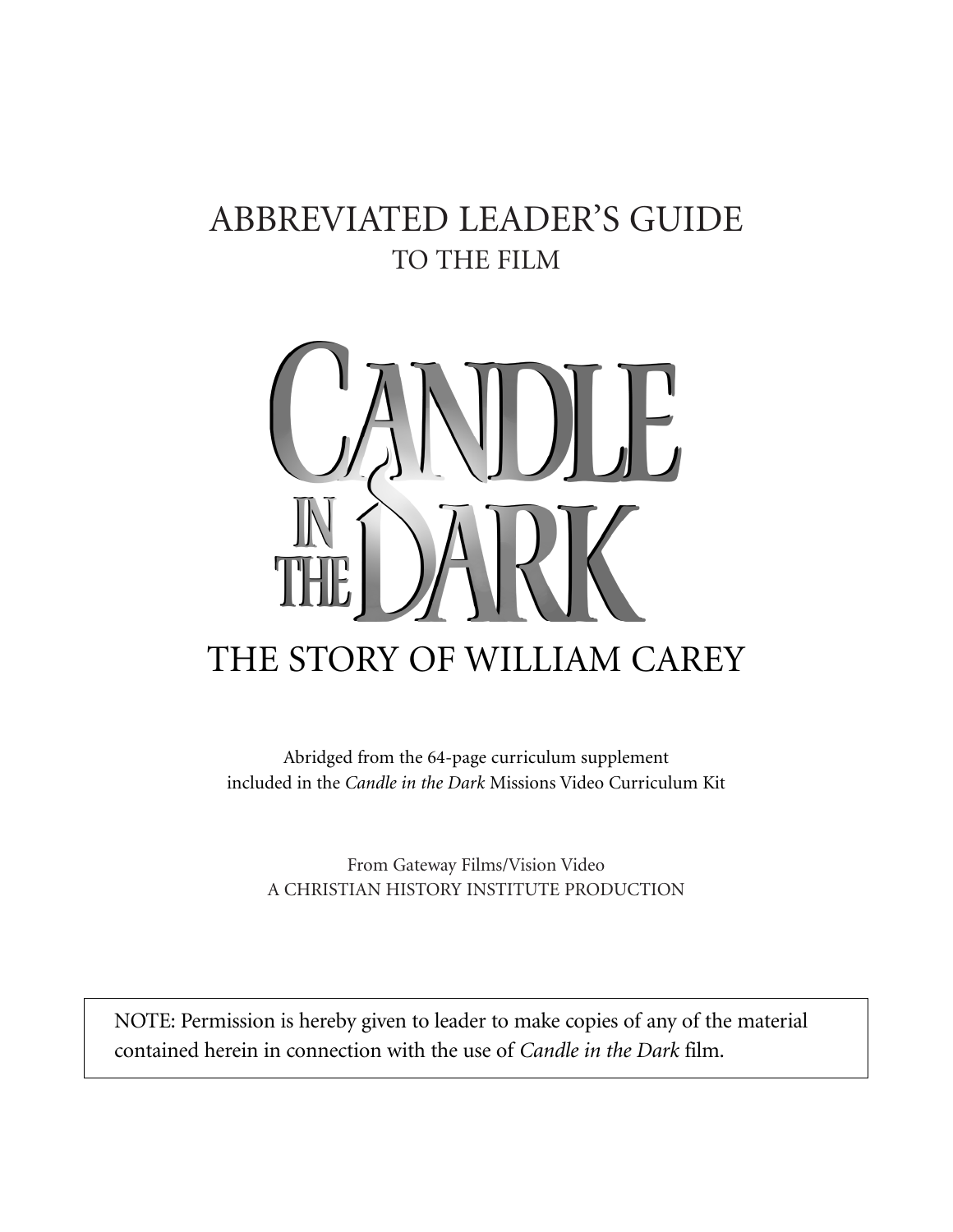# ABBREVIATED LEADER'S GUIDE
## TO THE FILM

# CANDLE IN THE DARK

## THE STORY OF WILLIAM CAREY

Abridged from the 64-page curriculum supplement included in the *Candle in the Dark* Missions Video Curriculum Kit

From Gateway Films/Vision Video
A CHRISTIAN HISTORY INSTITUTE PRODUCTION

NOTE: Permission is hereby given to leader to make copies of any of the material contained herein in connection with the use of *Candle in the Dark* film.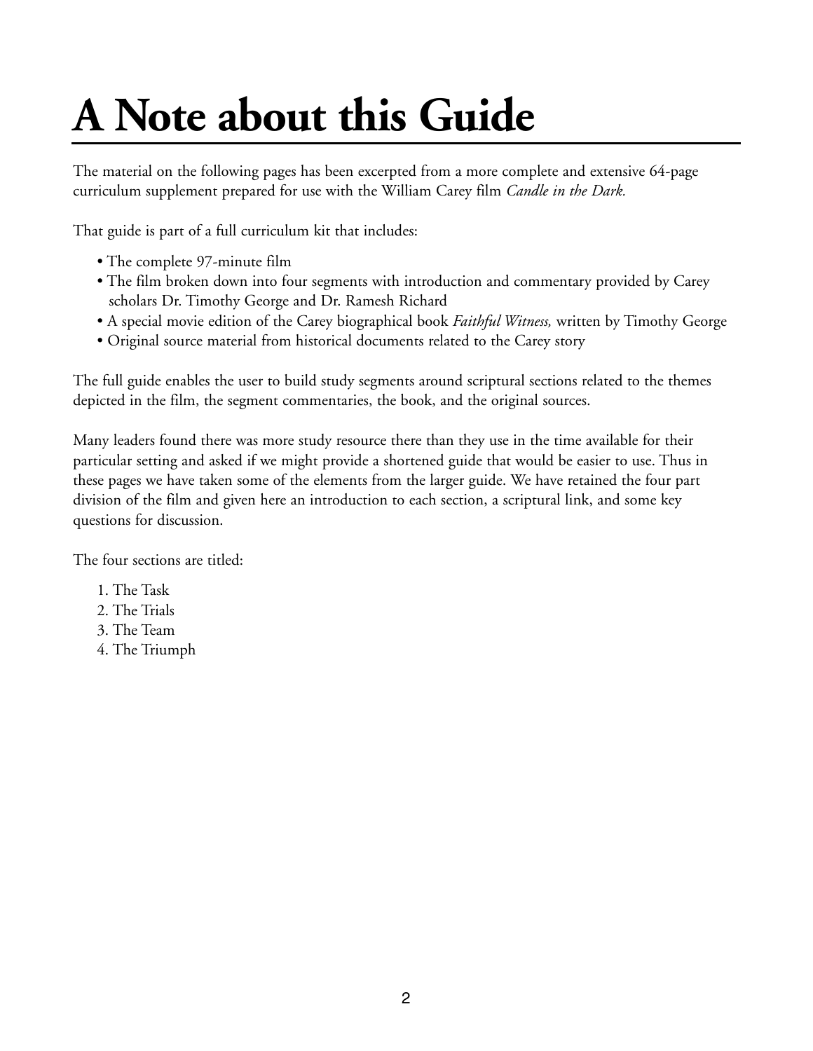# A Note about this Guide

The material on the following pages has been excerpted from a more complete and extensive 64-page curriculum supplement prepared for use with the William Carey film *Candle in the Dark.*

That guide is part of a full curriculum kit that includes:

- The complete 97-minute film
- The film broken down into four segments with introduction and commentary provided by Carey scholars Dr. Timothy George and Dr. Ramesh Richard
- A special movie edition of the Carey biographical book *Faithful Witness,* written by Timothy George
- Original source material from historical documents related to the Carey story

The full guide enables the user to build study segments around scriptural sections related to the themes depicted in the film, the segment commentaries, the book, and the original sources.

Many leaders found there was more study resource there than they use in the time available for their particular setting and asked if we might provide a shortened guide that would be easier to use. Thus in these pages we have taken some of the elements from the larger guide. We have retained the four part division of the film and given here an introduction to each section, a scriptural link, and some key questions for discussion.

The four sections are titled:

1. The Task
2. The Trials
3. The Team
4. The Triumph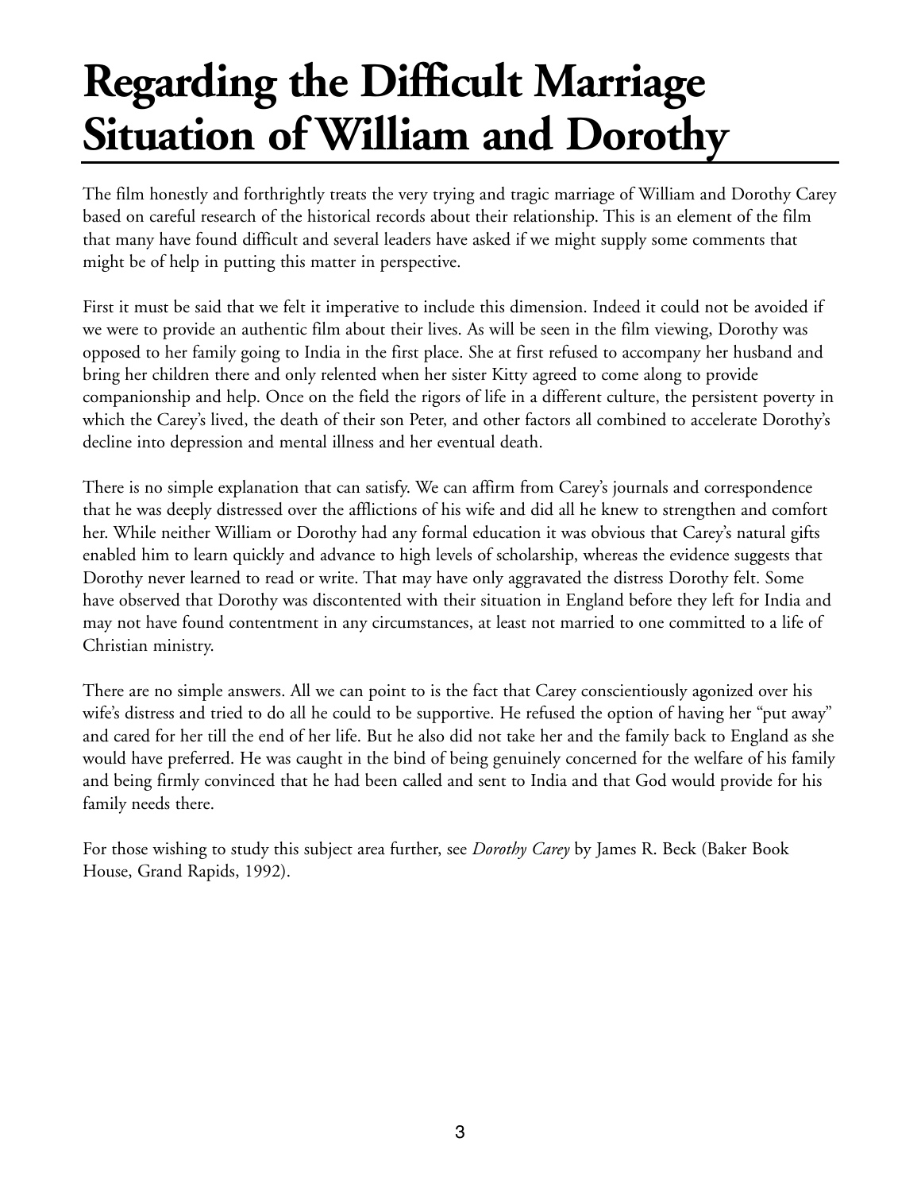# Regarding the Difficult Marriage Situation of William and Dorothy

The film honestly and forthrightly treats the very trying and tragic marriage of William and Dorothy Carey based on careful research of the historical records about their relationship. This is an element of the film that many have found difficult and several leaders have asked if we might supply some comments that might be of help in putting this matter in perspective.

First it must be said that we felt it imperative to include this dimension. Indeed it could not be avoided if we were to provide an authentic film about their lives. As will be seen in the film viewing, Dorothy was opposed to her family going to India in the first place. She at first refused to accompany her husband and bring her children there and only relented when her sister Kitty agreed to come along to provide companionship and help. Once on the field the rigors of life in a different culture, the persistent poverty in which the Carey's lived, the death of their son Peter, and other factors all combined to accelerate Dorothy's decline into depression and mental illness and her eventual death.

There is no simple explanation that can satisfy. We can affirm from Carey's journals and correspondence that he was deeply distressed over the afflictions of his wife and did all he knew to strengthen and comfort her. While neither William or Dorothy had any formal education it was obvious that Carey's natural gifts enabled him to learn quickly and advance to high levels of scholarship, whereas the evidence suggests that Dorothy never learned to read or write. That may have only aggravated the distress Dorothy felt. Some have observed that Dorothy was discontented with their situation in England before they left for India and may not have found contentment in any circumstances, at least not married to one committed to a life of Christian ministry.

There are no simple answers. All we can point to is the fact that Carey conscientiously agonized over his wife's distress and tried to do all he could to be supportive. He refused the option of having her "put away" and cared for her till the end of her life. But he also did not take her and the family back to England as she would have preferred. He was caught in the bind of being genuinely concerned for the welfare of his family and being firmly convinced that he had been called and sent to India and that God would provide for his family needs there.

For those wishing to study this subject area further, see *Dorothy Carey* by James R. Beck (Baker Book House, Grand Rapids, 1992).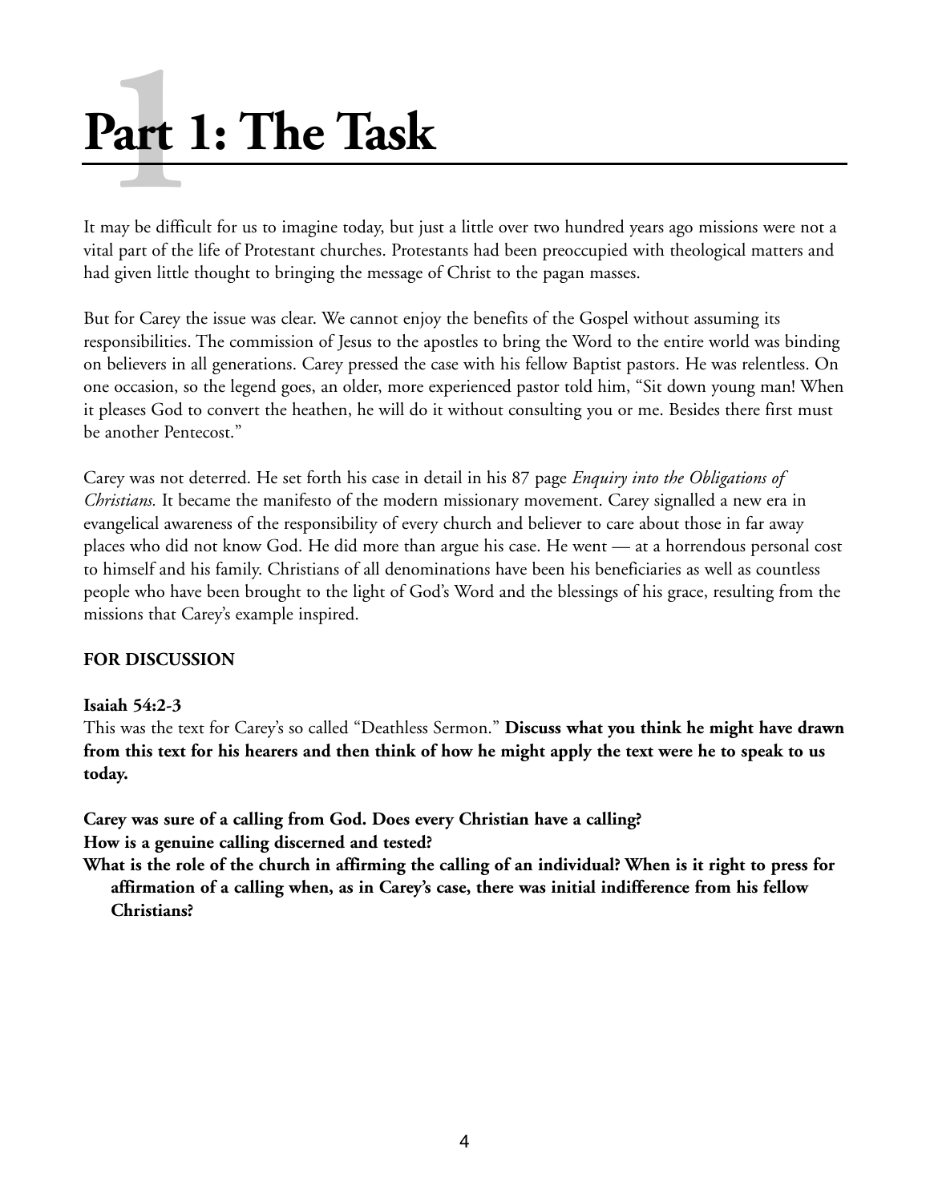# Part 1: The Task

It may be difficult for us to imagine today, but just a little over two hundred years ago missions were not a vital part of the life of Protestant churches. Protestants had been preoccupied with theological matters and had given little thought to bringing the message of Christ to the pagan masses.

But for Carey the issue was clear. We cannot enjoy the benefits of the Gospel without assuming its responsibilities. The commission of Jesus to the apostles to bring the Word to the entire world was binding on believers in all generations. Carey pressed the case with his fellow Baptist pastors. He was relentless. On one occasion, so the legend goes, an older, more experienced pastor told him, "Sit down young man! When it pleases God to convert the heathen, he will do it without consulting you or me. Besides there first must be another Pentecost."

Carey was not deterred. He set forth his case in detail in his 87 page *Enquiry into the Obligations of Christians.* It became the manifesto of the modern missionary movement. Carey signalled a new era in evangelical awareness of the responsibility of every church and believer to care about those in far away places who did not know God. He did more than argue his case. He went — at a horrendous personal cost to himself and his family. Christians of all denominations have been his beneficiaries as well as countless people who have been brought to the light of God's Word and the blessings of his grace, resulting from the missions that Carey's example inspired.

**FOR DISCUSSION**

**Isaiah 54:2-3**
This was the text for Carey's so called "Deathless Sermon." **Discuss what you think he might have drawn from this text for his hearers and then think of how he might apply the text were he to speak to us today.**

**Carey was sure of a calling from God. Does every Christian have a calling?**
**How is a genuine calling discerned and tested?**
**What is the role of the church in affirming the calling of an individual? When is it right to press for affirmation of a calling when, as in Carey's case, there was initial indifference from his fellow Christians?**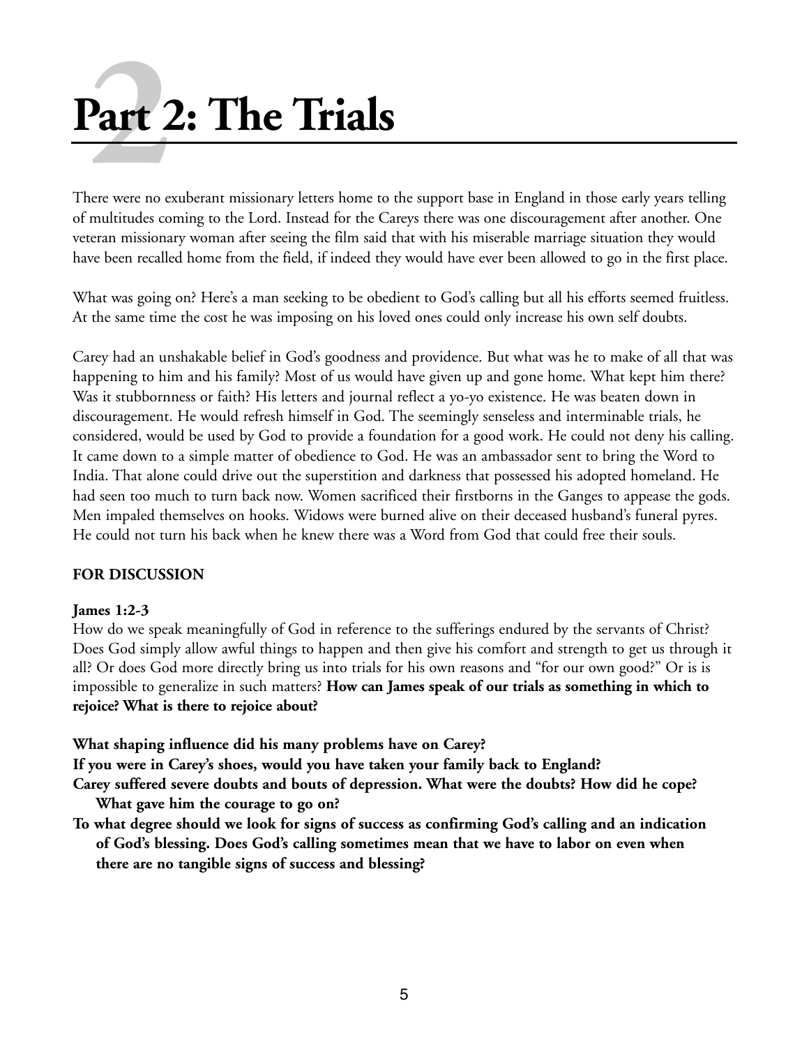# Part 2: The Trials

There were no exuberant missionary letters home to the support base in England in those early years telling of multitudes coming to the Lord. Instead for the Careys there was one discouragement after another. One veteran missionary woman after seeing the film said that with his miserable marriage situation they would have been recalled home from the field, if indeed they would have ever been allowed to go in the first place.

What was going on? Here's a man seeking to be obedient to God's calling but all his efforts seemed fruitless. At the same time the cost he was imposing on his loved ones could only increase his own self doubts.

Carey had an unshakable belief in God's goodness and providence. But what was he to make of all that was happening to him and his family? Most of us would have given up and gone home. What kept him there? Was it stubbornness or faith? His letters and journal reflect a yo-yo existence. He was beaten down in discouragement. He would refresh himself in God. The seemingly senseless and interminable trials, he considered, would be used by God to provide a foundation for a good work. He could not deny his calling. It came down to a simple matter of obedience to God. He was an ambassador sent to bring the Word to India. That alone could drive out the superstition and darkness that possessed his adopted homeland. He had seen too much to turn back now. Women sacrificed their firstborns in the Ganges to appease the gods. Men impaled themselves on hooks. Widows were burned alive on their deceased husband's funeral pyres. He could not turn his back when he knew there was a Word from God that could free their souls.

**FOR DISCUSSION**

**James 1:2-3**
How do we speak meaningfully of God in reference to the sufferings endured by the servants of Christ? Does God simply allow awful things to happen and then give his comfort and strength to get us through it all? Or does God more directly bring us into trials for his own reasons and "for our own good?" Or is is impossible to generalize in such matters? **How can James speak of our trials as something in which to rejoice? What is there to rejoice about?**

**What shaping influence did his many problems have on Carey?**
**If you were in Carey's shoes, would you have taken your family back to England?**
**Carey suffered severe doubts and bouts of depression. What were the doubts? How did he cope? What gave him the courage to go on?**
**To what degree should we look for signs of success as confirming God's calling and an indication of God's blessing. Does God's calling sometimes mean that we have to labor on even when there are no tangible signs of success and blessing?**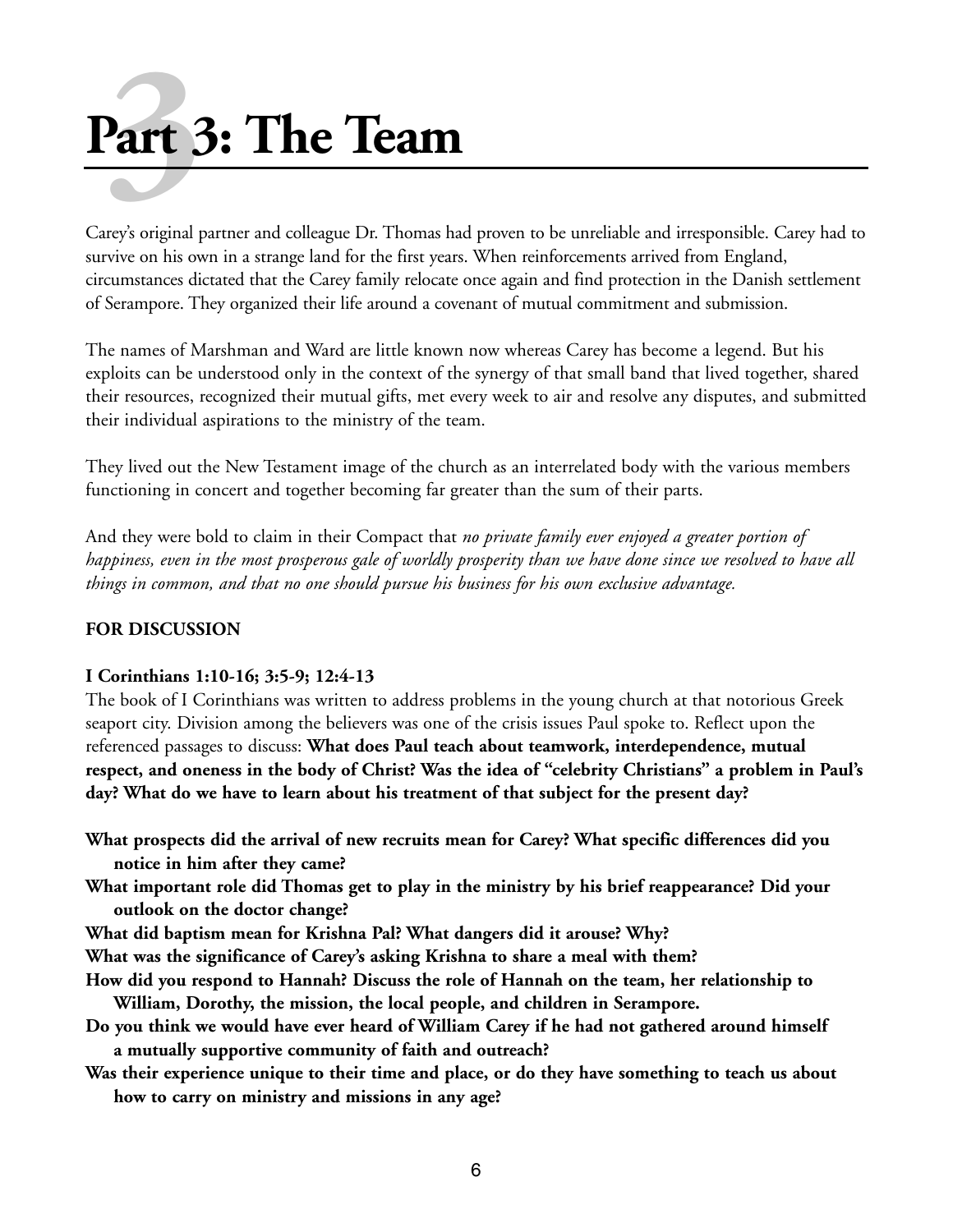# Part 3: The Team

Carey's original partner and colleague Dr. Thomas had proven to be unreliable and irresponsible. Carey had to survive on his own in a strange land for the first years. When reinforcements arrived from England, circumstances dictated that the Carey family relocate once again and find protection in the Danish settlement of Serampore. They organized their life around a covenant of mutual commitment and submission.

The names of Marshman and Ward are little known now whereas Carey has become a legend. But his exploits can be understood only in the context of the synergy of that small band that lived together, shared their resources, recognized their mutual gifts, met every week to air and resolve any disputes, and submitted their individual aspirations to the ministry of the team.

They lived out the New Testament image of the church as an interrelated body with the various members functioning in concert and together becoming far greater than the sum of their parts.

And they were bold to claim in their Compact that *no private family ever enjoyed a greater portion of happiness, even in the most prosperous gale of worldly prosperity than we have done since we resolved to have all things in common, and that no one should pursue his business for his own exclusive advantage.*

**FOR DISCUSSION**

**I Corinthians 1:10-16; 3:5-9; 12:4-13**

The book of I Corinthians was written to address problems in the young church at that notorious Greek seaport city. Division among the believers was one of the crisis issues Paul spoke to. Reflect upon the referenced passages to discuss: **What does Paul teach about teamwork, interdependence, mutual respect, and oneness in the body of Christ? Was the idea of "celebrity Christians" a problem in Paul's day? What do we have to learn about his treatment of that subject for the present day?**

**What prospects did the arrival of new recruits mean for Carey? What specific differences did you notice in him after they came?**

**What important role did Thomas get to play in the ministry by his brief reappearance? Did your outlook on the doctor change?**

**What did baptism mean for Krishna Pal? What dangers did it arouse? Why?**

**What was the significance of Carey's asking Krishna to share a meal with them?**

**How did you respond to Hannah? Discuss the role of Hannah on the team, her relationship to William, Dorothy, the mission, the local people, and children in Serampore.**

**Do you think we would have ever heard of William Carey if he had not gathered around himself a mutually supportive community of faith and outreach?**

**Was their experience unique to their time and place, or do they have something to teach us about how to carry on ministry and missions in any age?**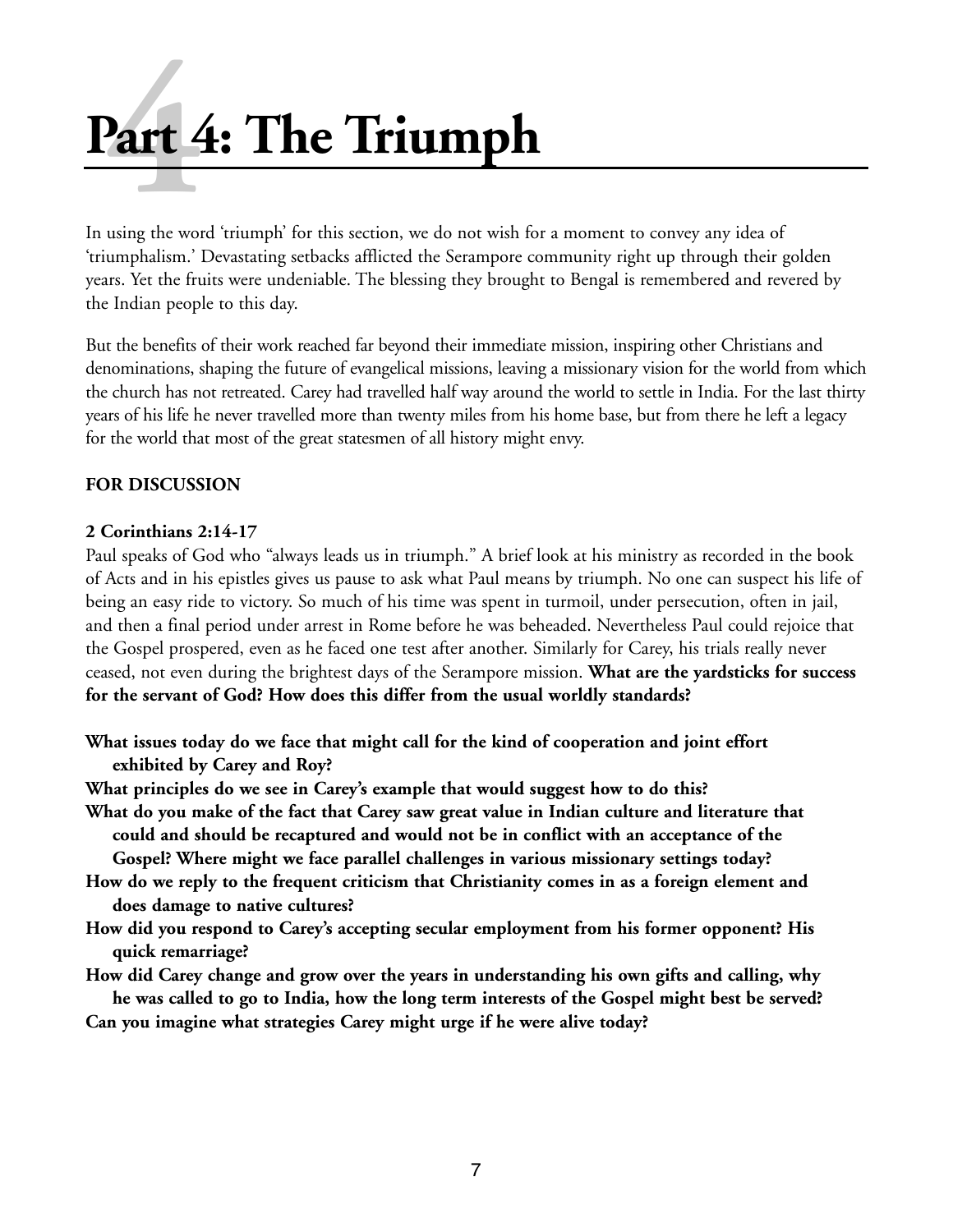# Part 4: The Triumph

In using the word 'triumph' for this section, we do not wish for a moment to convey any idea of 'triumphalism.' Devastating setbacks afflicted the Serampore community right up through their golden years. Yet the fruits were undeniable. The blessing they brought to Bengal is remembered and revered by the Indian people to this day.

But the benefits of their work reached far beyond their immediate mission, inspiring other Christians and denominations, shaping the future of evangelical missions, leaving a missionary vision for the world from which the church has not retreated. Carey had travelled half way around the world to settle in India. For the last thirty years of his life he never travelled more than twenty miles from his home base, but from there he left a legacy for the world that most of the great statesmen of all history might envy.

**FOR DISCUSSION**

**2 Corinthians 2:14-17**
Paul speaks of God who "always leads us in triumph." A brief look at his ministry as recorded in the book of Acts and in his epistles gives us pause to ask what Paul means by triumph. No one can suspect his life of being an easy ride to victory. So much of his time was spent in turmoil, under persecution, often in jail, and then a final period under arrest in Rome before he was beheaded. Nevertheless Paul could rejoice that the Gospel prospered, even as he faced one test after another. Similarly for Carey, his trials really never ceased, not even during the brightest days of the Serampore mission. **What are the yardsticks for success for the servant of God? How does this differ from the usual worldly standards?**

**What issues today do we face that might call for the kind of cooperation and joint effort exhibited by Carey and Roy?**

**What principles do we see in Carey's example that would suggest how to do this?**

**What do you make of the fact that Carey saw great value in Indian culture and literature that could and should be recaptured and would not be in conflict with an acceptance of the Gospel? Where might we face parallel challenges in various missionary settings today?**

**How do we reply to the frequent criticism that Christianity comes in as a foreign element and does damage to native cultures?**

**How did you respond to Carey's accepting secular employment from his former opponent? His quick remarriage?**

**How did Carey change and grow over the years in understanding his own gifts and calling, why he was called to go to India, how the long term interests of the Gospel might best be served?**

**Can you imagine what strategies Carey might urge if he were alive today?**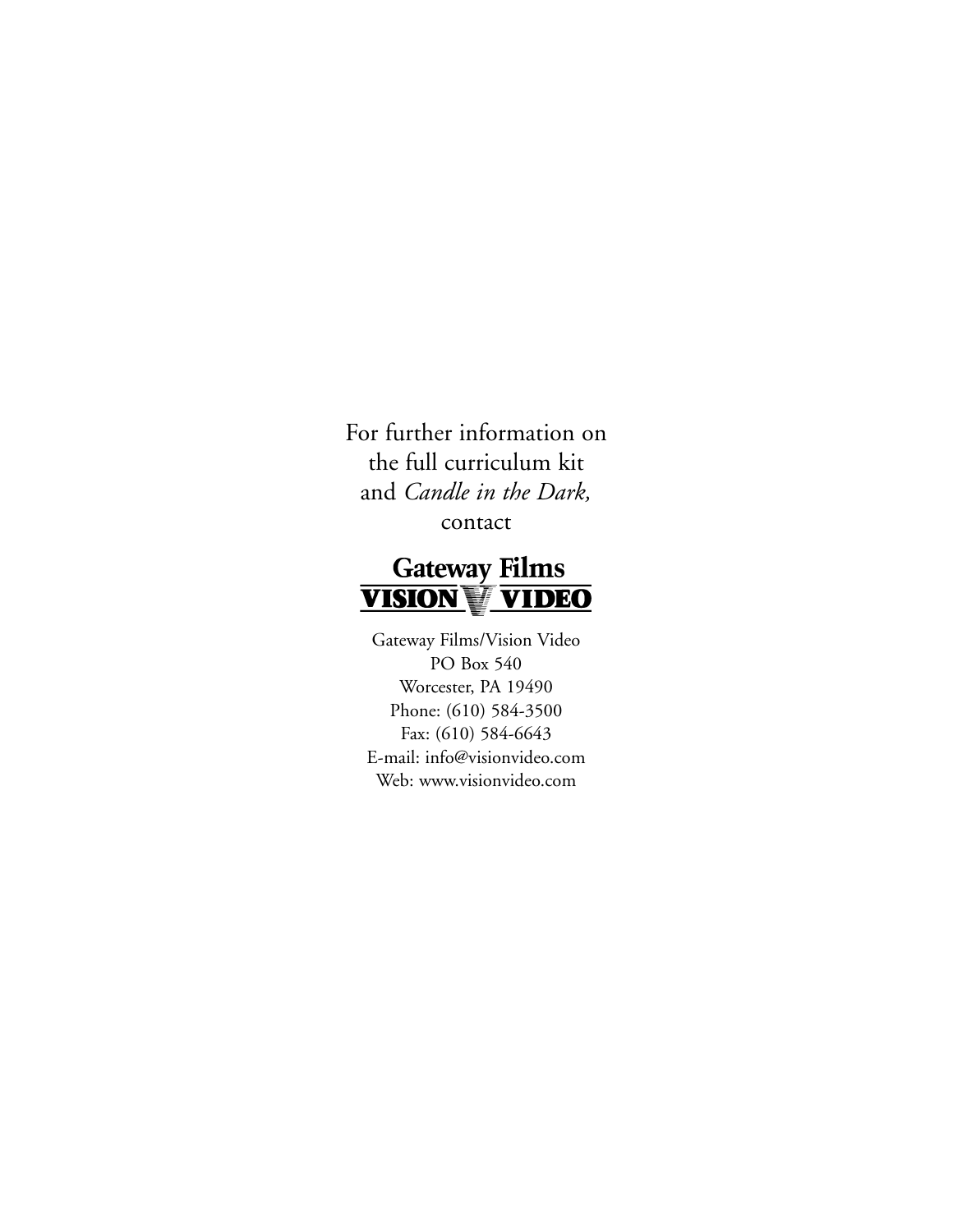For further information on
the full curriculum kit
and *Candle in the Dark,*
contact

**Gateway Films**
**VISION VIDEO**

Gateway Films/Vision Video
PO Box 540
Worcester, PA 19490
Phone: (610) 584-3500
Fax: (610) 584-6643
E-mail: info@visionvideo.com
Web: www.visionvideo.com